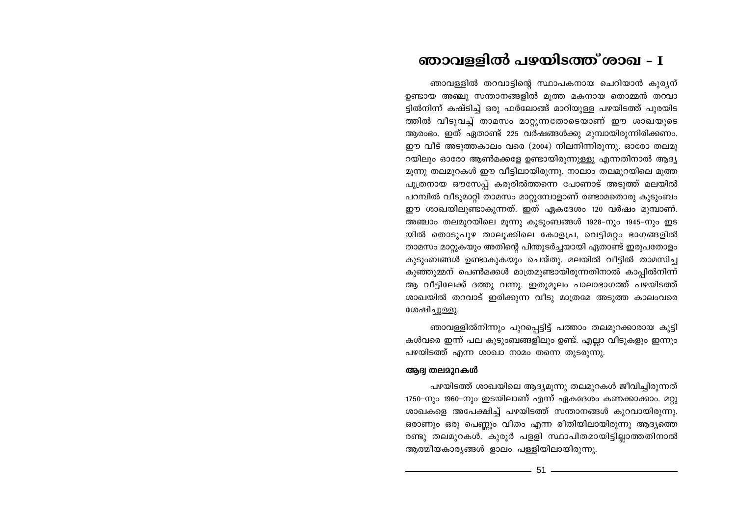# ഞാവള്ളിൽ പഴയിടത്ത് ശാഖ - I

ഞാവള്ളിൽ തറവാട്ടിന്റെ സ്ഥാപകനായ ചെറിയാൻ കുര്യന് ഉണ്ടായ അഞ്ചു സന്താനങ്ങളിൽ മൂത്ത മകനായ തൊമ്മൻ തറവാട്ടിൽനിന്ന് കഷ്ടിച്ച് ഒരു ഫർലോങ്ങ് മാറിയുള്ള പഴയിടത്ത് പുരയിടത്തിൽ വീടുവച്ച് താമസം മാറ്റുന്നതോടെയാണ് ഈ ശാഖയുടെ ആരംഭം. ഇത് ഏതാണ്ട് 225 വർഷങ്ങൾക്കു മുമ്പായിരുന്നിരിക്കണം. ഈ വീട് അടുത്തകാലം വരെ (2004) നിലനിന്നിരുന്നു. ഓരോ തലമുറയിലും ഓരോ ആൺമക്കളേ ഉണ്ടായിരുന്നുള്ളു എന്നതിനാൽ ആദ്യ മൂന്നു തലമുറകൾ ഈ വീട്ടിലായിരുന്നു. നാലാം തലമുറയിലെ മൂത്ത പുത്രനായ ഔസേപ്പ് കരൂരിൽത്തന്നെ പോണാട് അടുത്ത് മലയിൽ പറമ്പിൽ വീടുമാറ്റി താമസം മാറ്റുമ്പോളാണ് രണ്ടാമതൊരു കുടുംബം ഈ ശാഖയിലുണ്ടാകുന്നത്. ഇത് ഏകദേശം 120 വർഷം മുമ്പാണ്. അഞ്ചാം തലമുറയിലെ മൂന്നു കുടുംബങ്ങൾ 1928-നും 1945-നും ഇടയിൽ തൊടുപുഴ താലൂക്കിലെ കോളപ്ര, വെട്ടിമറ്റം ഭാഗങ്ങളിൽ താമസം മാറ്റുകയും അതിന്റെ പിന്തുടർച്ചയായി ഏതാണ്ട് ഇരുപതോളം കുടുംബങ്ങൾ ഉണ്ടാകുകയും ചെയ്തു. മലയിൽ വീട്ടിൽ താമസിച്ച കുഞ്ഞുമ്മന് പെൺമക്കൾ മാത്രമുണ്ടായിരുന്നതിനാൽ കാപ്പിൽനിന്ന് ആ വീട്ടിലേക്ക് ദത്തു വന്നു. ഇതുമൂലം പാലാഭാഗത്ത് പഴയിടത്ത് ശാഖയിൽ തറവാട് ഇരിക്കുന്ന വീടു മാത്രമേ അടുത്ത കാലംവരെ ശേഷിച്ചുള്ളു.

ഞാവള്ളിൽനിന്നും പുറപ്പെട്ടിട്ട് പത്താം തലമുറക്കാരായ കുട്ടികൾവരെ ഇന്ന് പല കുടുംബങ്ങളിലും ഉണ്ട്. എല്ലാ വീടുകളും ഇന്നും പഴയിടത്ത് എന്ന ശാഖാ നാമം തന്നെ തുടരുന്നു.

### ആദ്യ തലമുറകൾ

പഴയിടത്ത് ശാഖയിലെ ആദ്യമൂന്നു തലമുറകൾ ജീവിച്ചിരുന്നത് 1750-നും 1960-നും ഇടയിലാണ് എന്ന് ഏകദേശം കണക്കാക്കാം. മറ്റു ശാഖകളെ അപേക്ഷിച്ച് പഴയിടത്ത് സന്താനങ്ങൾ കുറവായിരുന്നു. ഒരാണും ഒരു പെണ്ണും വീതം എന്ന രീതിയിലായിരുന്നു ആദ്യത്തെ രണ്ടു തലമുറകൾ. കുരൂർ പള്ളി സ്ഥാപിതമായിട്ടില്ലാത്തതിനാൽ ആത്മീയകാര്യങ്ങൾ ളാലം പള്ളിയിലായിരുന്നു.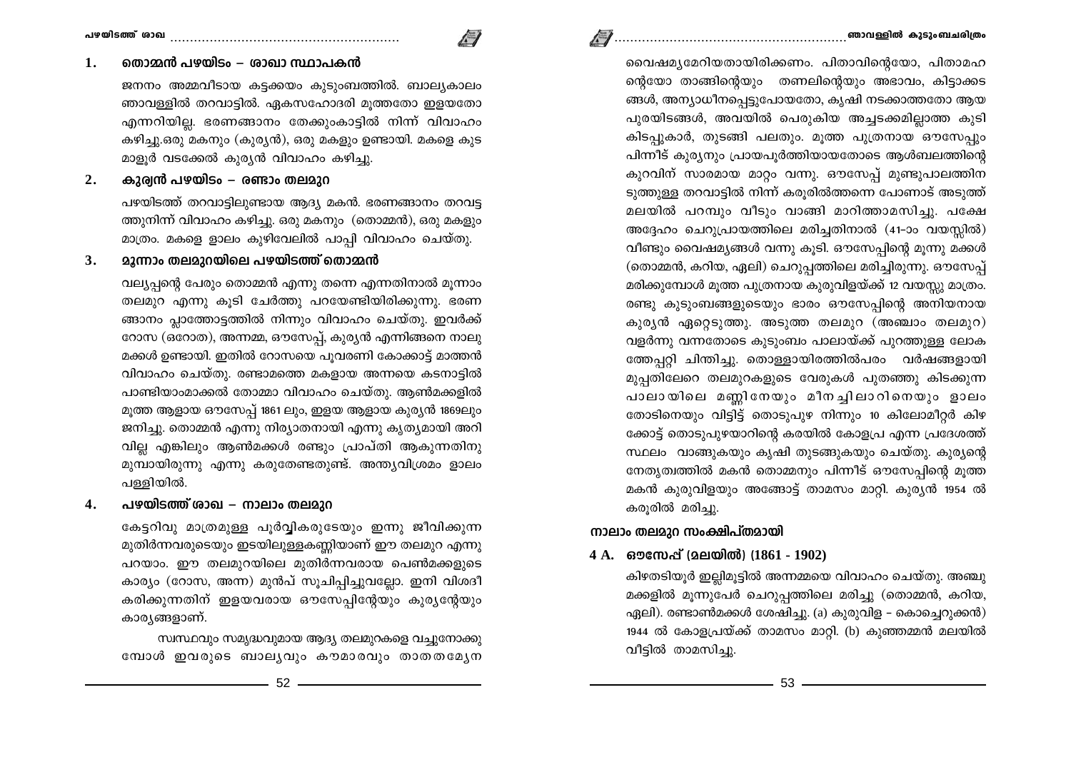## 1. തൊമ്മൻ പഴയിടം – ശാഖാ സ്ഥാപകൻ

ജനനം അമ്മവീടായ കട്ടക്കയം കുടുംബത്തിൽ. ബാല്യകാലം ഞാവള്ളിൽ തറവാട്ടിൽ. ഏകസഹോദരി മൂത്തതോ ഇളയതോ എന്നറിയില്ല. ഭരണങ്ങാനം തേക്കുംകാട്ടിൽ നിന്ന് വിവാഹം കഴിച്ചു.ഒരു മകനും (കുര്യൻ), ഒരു മകളും ഉണ്ടായി. മകളെ കുടമാളൂർ വടക്കേൽ കുര്യൻ വിവാഹം കഴിച്ചു.

## 2. കുര്യൻ പഴയിടം – രണ്ടാം തലമുറ

പഴയിടത്ത് തറവാട്ടിലുണ്ടായ ആദ്യ മകൻ. ഭരണങ്ങാനം തറവട്ടത്തുനിന്ന് വിവാഹം കഴിച്ചു. ഒരു മകനും (തൊമ്മൻ), ഒരു മകളും മാത്രം. മകളെ ഊലം കുഴിവേലിൽ പാപ്പി വിവാഹം ചെയ്തു.

## 3. മൂന്നാം തലമുറയിലെ പഴയിടത്ത് തൊമ്മൻ

വല്യപ്പന്റെ പേരും തൊമ്മൻ എന്നു തന്നെ എന്നതിനാൽ മൂന്നാം തലമുറ എന്നു കൂടി ചേർത്തു പറയേണ്ടിയിരിക്കുന്നു. ഭരണങ്ങാനം പ്ലാത്തോട്ടത്തിൽ നിന്നും വിവാഹം ചെയ്തു. ഇവർക്ക് റോസ (ഒറോത), അന്നമ്മ, ഔസേപ്പ്, കുര്യൻ എന്നിങ്ങനെ നാലു മക്കൾ ഉണ്ടായി. ഇതിൽ റോസയെ പൂവരണി കോക്കാട്ട് മാത്തൻ വിവാഹം ചെയ്തു. രണ്ടാമത്തെ മകളായ അന്നയെ കടനാട്ടിൽ പാണ്ടിയാംമാക്കൽ തോമ്മാ വിവാഹം ചെയ്തു. ആൺമക്കളിൽ മൂത്ത ആളായ ഔസേപ്പ് 1861 ലും, ഇളയ ആളായ കുര്യൻ 1869ലും ജനിച്ചു. തൊമ്മൻ എന്നു നിര്യാതനായി എന്നു കൃത്യമായി അറിവില്ല എങ്കിലും ആൺമക്കൾ രണ്ടും പ്രാപ്തി ആകുന്നതിനു മുമ്പായിരുന്നു എന്നു കരുതേണ്ടതുണ്ട്. അന്ത്യവിശ്രമം ഊലം പള്ളിയിൽ.

## 4. പഴയിടത്ത് ശാഖ – നാലാം തലമുറ

കേട്ടറിവു മാത്രമുള്ള പൂർവ്വികരുടേയും ഇന്നു ജീവിക്കുന്ന മുതിർന്നവരുടെയും ഇടയിലുള്ളകണ്ണിയാണ് ഈ തലമുറ എന്നു പറയാം. ഈ തലമുറയിലെ മുതിർന്നവരായ പെൺമക്കളുടെ കാര്യം (റോസ, അന്ന) മുൻപ് സൂചിപ്പിച്ചുവല്ലോ. ഇനി വിശദീകരിക്കുന്നതിന് ഇളയവരായ ഔസേപ്പിന്റേയും കുര്യന്റേയും കാര്യങ്ങളാണ്.

സ്വസ്ഥവും സമൃദ്ധവുമായ ആദ്യ തലമുറകളെ വച്ചുനോക്കുമ്പോൾ ഇവരുടെ ബാല്യവും കൗമാരവും താതതമ്യേന വൈഷമ്യമേറിയതായിരിക്കണം. പിതാവിന്റെയോ, പിതാമഹന്റെയോ താങ്ങിന്റെയും തണലിന്റെയും അഭാവം, കിട്ടാക്കടങ്ങൾ, അന്യാധീനപ്പെട്ടുപോയതോ, കൃഷി നടക്കാത്തതോ ആയ പുരയിടങ്ങൾ, അവയിൽ പെരുകിയ അച്ചടക്കമില്ലാത്ത കുടികിടപ്പുകാർ, തുടങ്ങി പലതും. മൂത്ത പുത്രനായ ഔസേപ്പും പിന്നീട് കുര്യനും പ്രായപൂർത്തിയായതോടെ ആൾബലത്തിന്റെ കുറവിന് സാരമായ മാറ്റം വന്നു. ഔസേപ്പ് മുണ്ടുപാലത്തിനടുത്തുള്ള തറവാട്ടിൽ നിന്ന് കരൂരിൽത്തന്നെ പോണാട് അടുത്ത് മലയിൽ പറമ്പും വീടും വാങ്ങി മാറിത്താമസിച്ചു. പക്ഷേ അദ്ദേഹം ചെറുപ്രായത്തിലെ മരിച്ചതിനാൽ (41–ാം വയസ്സിൽ) വീണ്ടും വൈഷമ്യങ്ങൾ വന്നു കൂടി. ഔസേപ്പിന്റെ മൂന്നു മക്കൾ (തൊമ്മൻ, കറിയ, ഏലി) ചെറുപ്പത്തിലെ മരിച്ചിരുന്നു. ഔസേപ്പ് മരിക്കുമ്പോൾ മൂത്ത പുത്രനായ കുരുവിളയ്ക്ക് 12 വയസ്സു മാത്രം. രണ്ടു കുടുംബങ്ങളുടെയും ഭാരം ഔസേപ്പിന്റെ അനിയനായ കുര്യൻ ഏറ്റെടുത്തു. അടുത്ത തലമുറ (അഞ്ചാം തലമുറ) വളർന്നു വന്നതോടെ കുടുംബം പാലായ്ക്ക് പുറത്തുള്ള ലോകത്തേപ്പറ്റി ചിന്തിച്ചു. തൊള്ളായിരത്തിൽപരം വർഷങ്ങളായി മുപ്പതിലേറെ തലമുറകളുടെ വേരുകൾ പുതഞ്ഞു കിടക്കുന്ന പാലായിലെ മണ്ണിനേയും മീനച്ചിലാറിനെയും ഊലം തോടിനെയും വിട്ടിട്ട് തൊടുപുഴ നിന്നും 10 കിലോമീറ്റർ കിഴക്കോട്ട് തൊടുപുഴയാറിന്റെ കരയിൽ കോളപ്ര എന്ന പ്രദേശത്ത് സ്ഥലം വാങ്ങുകയും കൃഷി തുടങ്ങുകയും ചെയ്തു. കുര്യന്റെ നേതൃത്വത്തിൽ മകൻ തൊമ്മനും പിന്നീട് ഔസേപ്പിന്റെ മൂത്ത മകൻ കുരുവിളയും അങ്ങോട്ട് താമസം മാറ്റി. കുര്യൻ 1954 ൽ കരൂരിൽ മരിച്ചു.

## നാലാം തലമുറ സംക്ഷിപ്തമായി

### 4 A. ഔസേപ്പ് (മലയിൽ) (1861 - 1902)

കിഴതടിയൂർ ഇല്ലിമൂട്ടിൽ അന്നമ്മയെ വിവാഹം ചെയ്തു. അഞ്ചു മക്കളിൽ മൂന്നുപേർ ചെറുപ്പത്തിലെ മരിച്ചു (തൊമ്മൻ, കറിയ, ഏലി). രണ്ടാൺമക്കൾ ശേഷിച്ചു. (a) കുരുവിള – കൊച്ചെറുക്കൻ) 1944 ൽ കോളപ്രയ്ക്ക് താമസം മാറ്റി. (b) കുഞ്ഞമ്മൻ മലയിൽ വീട്ടിൽ താമസിച്ചു.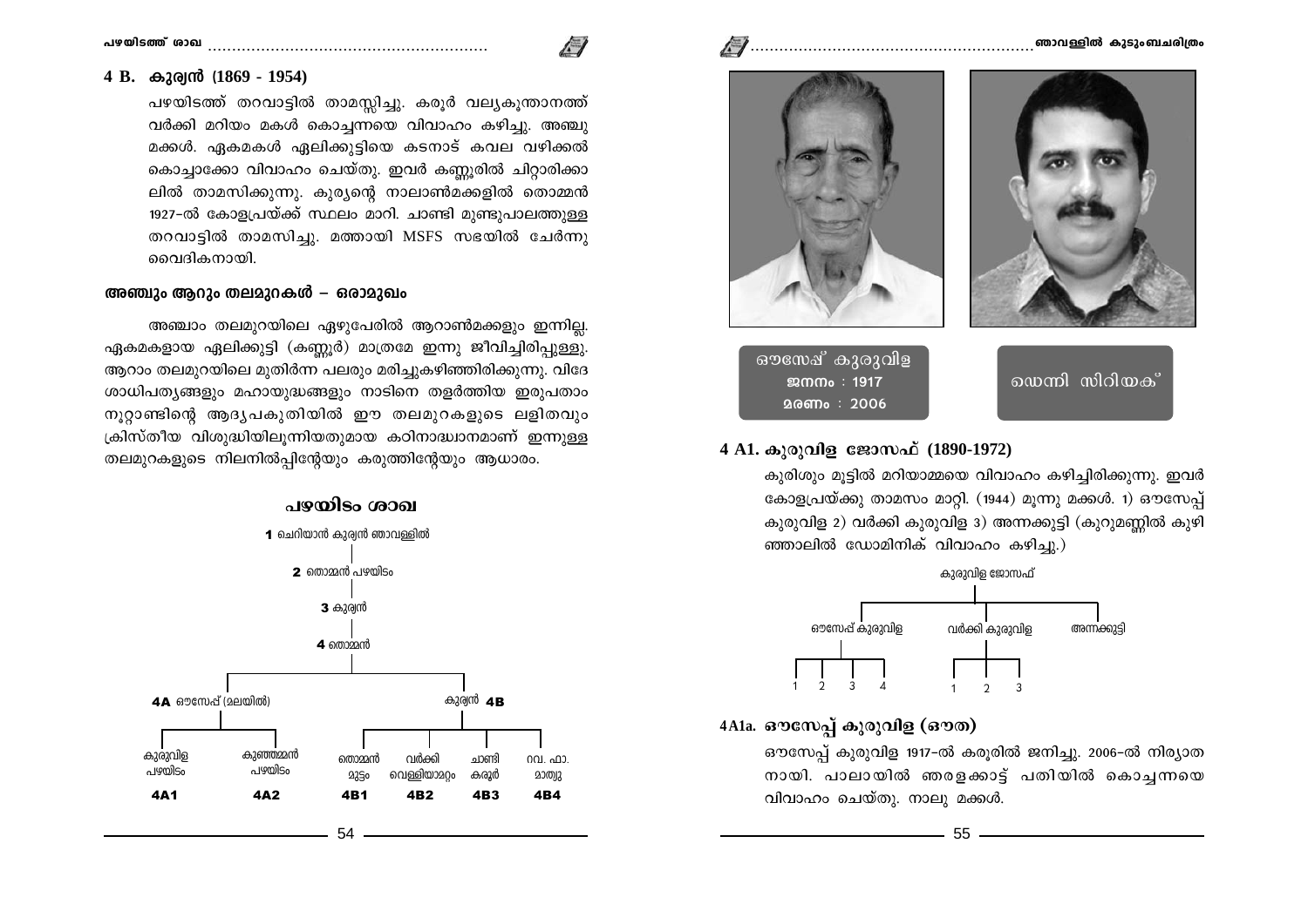## 4 B. കുര്യൻ (1869 - 1954)

പഴയിടത്ത് തറവാട്ടിൽ താമസ്സിച്ചു. കരൂർ വല്യകൂന്താനത്ത് വർക്കി മറിയം മകൾ കൊച്ചന്നയെ വിവാഹം കഴിച്ചു. അഞ്ചു മക്കൾ. ഏകമകൾ ഏലിക്കുട്ടിയെ കടനാട് കവല വഴിക്കൽ കൊച്ചാക്കോ വിവാഹം ചെയ്തു. ഇവർ കണ്ണൂരിൽ ചിറ്റാരിക്കാലിൽ താമസിക്കുന്നു. കുര്യന്റെ നാലാൺമക്കളിൽ തൊമ്മൻ 1927-ൽ കോളപ്രയ്ക്ക് സ്ഥലം മാറി. ചാണ്ടി മുണ്ടുപാലത്തുള്ള തറവാട്ടിൽ താമസിച്ചു. മത്തായി MSFS സഭയിൽ ചേർന്നു വൈദികനായി.

### അഞ്ചും ആറും തലമുറകൾ – ഒരാമുഖം

അഞ്ചാം തലമുറയിലെ ഏഴുപേരിൽ ആറാൺമക്കളും ഇന്നില്ല. ഏകമകളായ ഏലിക്കുട്ടി (കണ്ണൂർ) മാത്രമേ ഇന്നു ജീവിച്ചിരിപ്പുള്ളു. ആറാം തലമുറയിലെ മുതിർന്ന പലരും മരിച്ചുകഴിഞ്ഞിരിക്കുന്നു. വിദേശാധിപത്യങ്ങളും മഹായുദ്ധങ്ങളും നാടിനെ തളർത്തിയ ഇരുപതാം നൂറ്റാണ്ടിന്റെ ആദ്യപകുതിയിൽ ഈ തലമുറകളുടെ ലളിതവും ക്രിസ്തീയ വിശുദ്ധിയിലൂന്നിയതുമായ കഠിനാദ്ധ്വാനമാണ് ഇന്നുള്ള തലമുറകളുടെ നിലനിൽപ്പിന്റേയും കരുത്തിന്റേയും ആധാരം.

### പഴയിടം ശാഖ

- 1 ചെറിയാൻ കുര്യൻ ഞാവള്ളിൽ
  - 2 തൊമ്മൻ പഴയിടം
    - 3 കുര്യൻ
      - 4 തൊമ്മൻ
        - 4A ഔസേപ്പ് (മലയിൽ)
          - 4A1 കുരുവിള പഴയിടം
          - 4A2 കുഞ്ഞമ്മൻ പഴയിടം
        - 4B കുര്യൻ
          - 4B1 തൊമ്മൻ മുട്ടം
          - 4B2 വർക്കി വെള്ളിയാമറ്റം
          - 4B3 ചാണ്ടി കരൂർ
          - 4B4 റവ. ഫാ. മാത്യു

ഔസേപ്പ് കുരുവിള
ജനനം : 1917
മരണം : 2006

ഡെന്നി സിറിയക്

## 4 A1. കുരുവിള ജോസഫ് (1890-1972)

കുരിശും മൂട്ടിൽ മറിയാമ്മയെ വിവാഹം കഴിച്ചിരിക്കുന്നു. ഇവർ കോളപ്രയ്ക്കു താമസം മാറ്റി. (1944) മൂന്നു മക്കൾ. 1) ഔസേപ്പ് കുരുവിള 2) വർക്കി കുരുവിള 3) അന്നക്കുട്ടി (കുറുമണ്ണിൽ കുഴിഞ്ഞാലിൽ ഡോമിനിക് വിവാഹം കഴിച്ചു.)

- കുരുവിള ജോസഫ്
  - ഔസേപ്പ് കുരുവിള
    - 1
    - 2
    - 3
    - 4
  - വർക്കി കുരുവിള
    - 1
    - 2
    - 3
  - അന്നക്കുട്ടി

## 4A1a. ഔസേപ്പ് കുരുവിള (ഔത)

ഔസേപ്പ് കുരുവിള 1917-ൽ കരൂരിൽ ജനിച്ചു. 2006-ൽ നിര്യാതനായി. പാലായിൽ ഞരളക്കാട്ട് പതിയിൽ കൊച്ചന്നയെ വിവാഹം ചെയ്തു. നാലു മക്കൾ.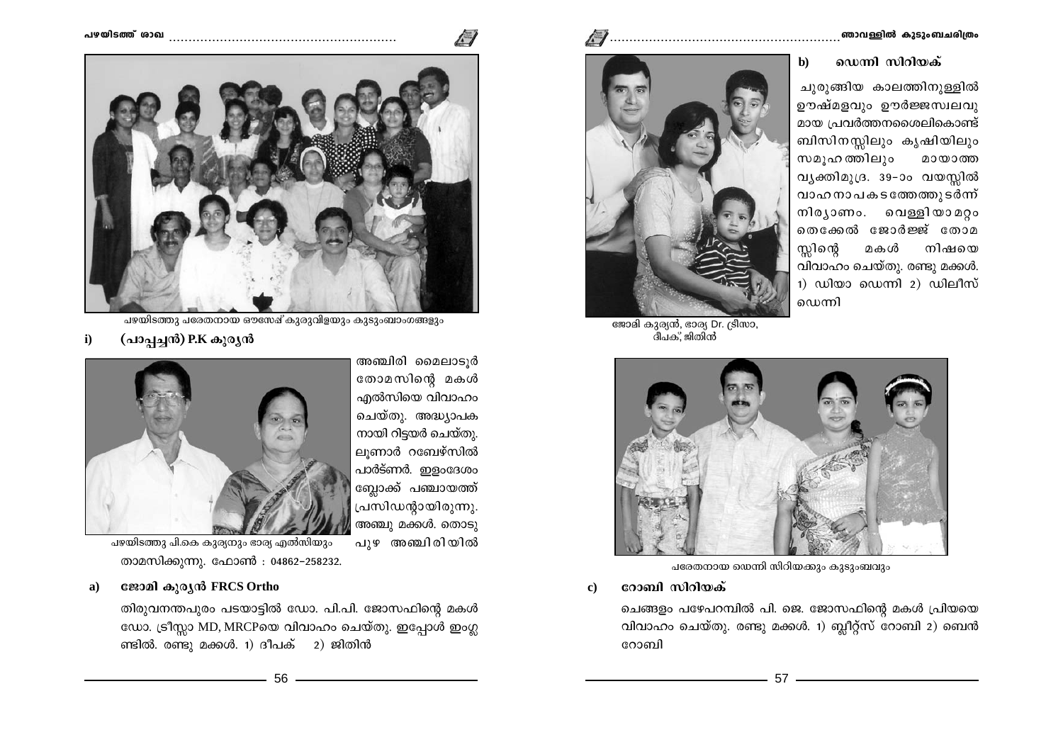പഴയിടത്തു പരേതനായ ഔസേപ്പ് കുരുവിളയും കുടുംബാംഗങ്ങളും

### i) (പാപ്പച്ചൻ) P.K കുര്യൻ

അഞ്ചിരി മൈലാടൂർ തോമസിന്റെ മകൾ എൽസിയെ വിവാഹം ചെയ്തു. അദ്ധ്യാപകനായി റിട്ടയർ ചെയ്തു. ലൂണാർ റബേഴ്സിൽ പാർട്ണർ. ഇളംദേശം ബ്ലോക്ക് പഞ്ചായത്ത് പ്രസിഡന്റായിരുന്നു. അഞ്ചു മക്കൾ. തൊടുപുഴ അഞ്ചിരിയിൽ താമസിക്കുന്നു. ഫോൺ : 04862-258232.

പഴയിടത്തു പി.കെ കുര്യനും ഭാര്യ എൽസിയും

### a) ജോമി കുര്യൻ FRCS Ortho

തിരുവനന്തപുരം പടയാട്ടിൽ ഡോ. പി.പി. ജോസഫിന്റെ മകൾ ഡോ. ട്രീസ്സാ MD, MRCPയെ വിവാഹം ചെയ്തു. ഇപ്പോൾ ഇംഗ്ലണ്ടിൽ. രണ്ടു മക്കൾ. 1) ദീപക് 2) ജിതിൻ

ജോമി കുര്യൻ, ഭാര്യ Dr. ട്രീസാ, ദീപക്, ജിതിൻ

### b) ഡെന്നി സിറിയക്

ചുരുങ്ങിയ കാലത്തിനുള്ളിൽ ഊഷ്മളവും ഊർജ്ജസ്വലവുമായ പ്രവർത്തനശൈലികൊണ്ട് ബിസിനസ്സിലും കൃഷിയിലും സമൂഹത്തിലും മായാത്ത വ്യക്തിമുദ്ര. 39-ാം വയസ്സിൽ വാഹനാപകടത്തേത്തുടർന്ന് നിര്യാണം. വെള്ളിയാമറ്റം തെക്കേൽ ജോർജ്ജ് തോമസ്സിന്റെ മകൾ നിഷയെ വിവാഹം ചെയ്തു. രണ്ടു മക്കൾ. 1) ഡിയാ ഡെന്നി 2) ഡിലീസ് ഡെന്നി

പരേതനായ ഡെന്നി സിറിയക്കും കുടുംബവും

### c) റോബി സിറിയക്

ചെങ്ങളം പഴേപറമ്പിൽ പി. ജെ. ജോസഫിന്റെ മകൾ പ്രിയയെ വിവാഹം ചെയ്തു. രണ്ടു മക്കൾ. 1) ബ്ലീറ്റ്സ് റോബി 2) ബെൻ റോബി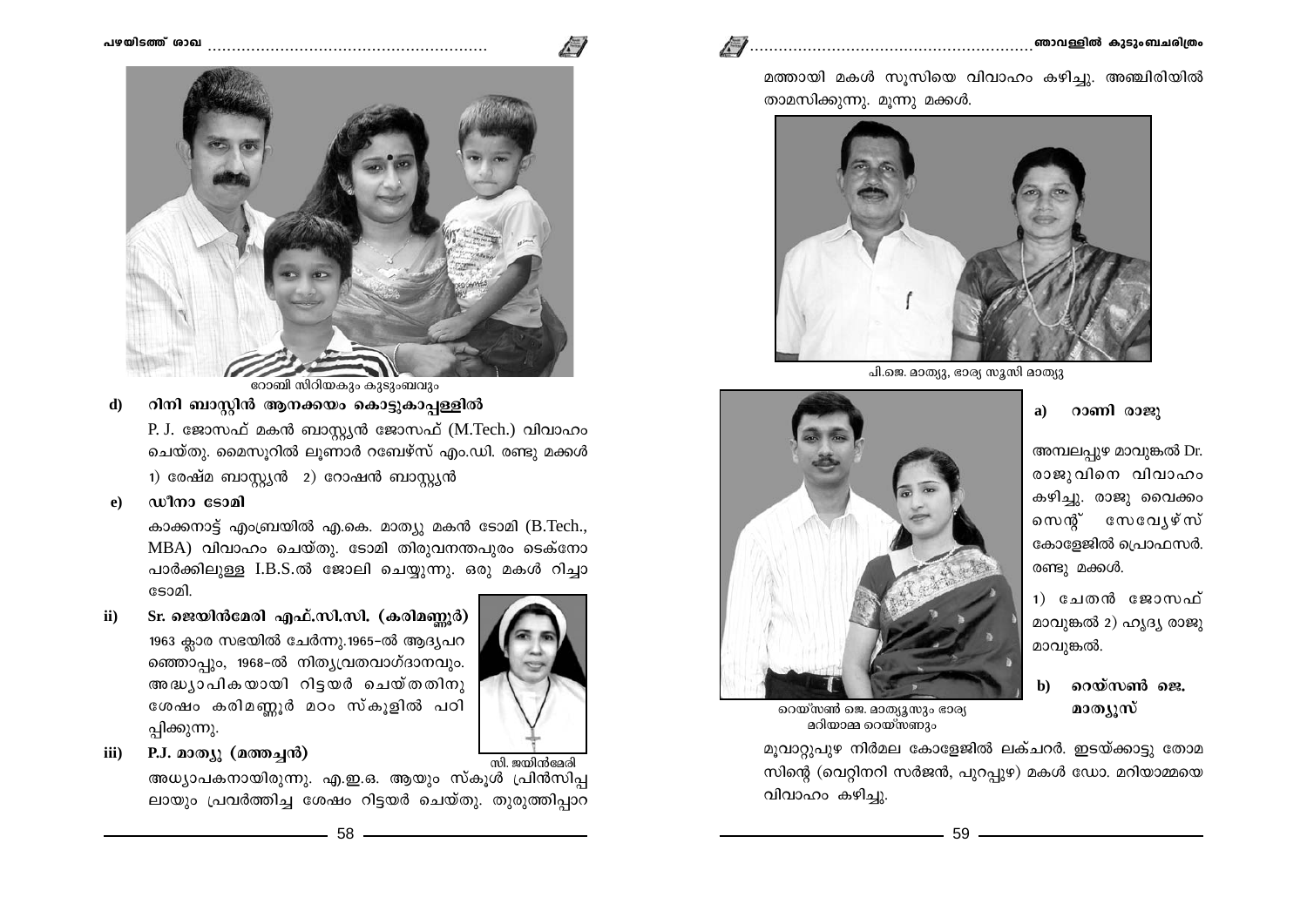റോബി സിറിയകും കുടുംബവും

**d) റിനി ബാസ്റ്റിൻ ആനക്കയം കൊട്ടുകാപ്പള്ളിൽ**

P. J. ജോസഫ് മകൻ ബാസ്റ്റ്യൻ ജോസഫ് (M.Tech.) വിവാഹം ചെയ്തു. മൈസൂറിൽ ലൂണാർ റബേഴ്സ് എം.ഡി. രണ്ടു മക്കൾ

1) രേഷ്മ ബാസ്റ്റ്യൻ 2) റോഷൻ ബാസ്റ്റ്യൻ

**e) ഡീനാ ടോമി**

കാക്കനാട്ട് എംബ്രയിൽ എ.കെ. മാത്യു മകൻ ടോമി (B.Tech., MBA) വിവാഹം ചെയ്തു. ടോമി തിരുവനന്തപുരം ടെക്നോ പാർക്കിലുള്ള I.B.S.ൽ ജോലി ചെയ്യുന്നു. ഒരു മകൾ റിച്ചാ ടോമി.

**ii) Sr. ജെയിൻമേരി എഫ്.സി.സി. (കരിമണ്ണൂർ)**

1963 ക്ലാര സഭയിൽ ചേർന്നു. 1965-ൽ ആദ്യപറ ഞ്ഞൊപ്പും, 1968-ൽ നിത്യവ്രതവാഗ്ദാനവും. അദ്ധ്യാപികയായി റിട്ടയർ ചെയ്തതിനു ശേഷം കരിമണ്ണൂർ മഠം സ്കൂളിൽ പഠിപ്പിക്കുന്നു.

സി. ജയിൻമേരി

**iii) P.J. മാത്യു (മത്തച്ചൻ)**

അധ്യാപകനായിരുന്നു. എ.ഇ.ഒ. ആയും സ്കൂൾ പ്രിൻസിപ്പലായും പ്രവർത്തിച്ച ശേഷം റിട്ടയർ ചെയ്തു. തുരുത്തിപ്പാറ മത്തായി മകൾ സൂസിയെ വിവാഹം കഴിച്ചു. അഞ്ചിരിയിൽ താമസിക്കുന്നു. മൂന്നു മക്കൾ.

പി.ജെ. മാത്യു, ഭാര്യ സൂസി മാത്യു

**a) റാണി രാജു**

അമ്പലപ്പുഴ മാവുങ്കൽ Dr. രാജുവിനെ വിവാഹം കഴിച്ചു. രാജു വൈക്കം സെന്റ് സേവ്യേഴ്സ് കോളേജിൽ പ്രൊഫസർ. രണ്ടു മക്കൾ.

1) ചേതൻ ജോസഫ് മാവുങ്കൽ 2) ഹൃദ്യ രാജു മാവുങ്കൽ.

റെയ്സൺ ജെ. മാത്യൂസും ഭാര്യ മറിയാമ്മ റെയ്സണും

**b) റെയ്സൺ ജെ. മാത്യൂസ്**

മൂവാറ്റുപുഴ നിർമല കോളേജിൽ ലക്ചറർ. ഇടയ്ക്കാട്ടു തോമസിന്റെ (വെറ്ററിനറി സർജൻ, പുറപ്പുഴ) മകൾ ഡോ. മറിയാമ്മയെ വിവാഹം കഴിച്ചു.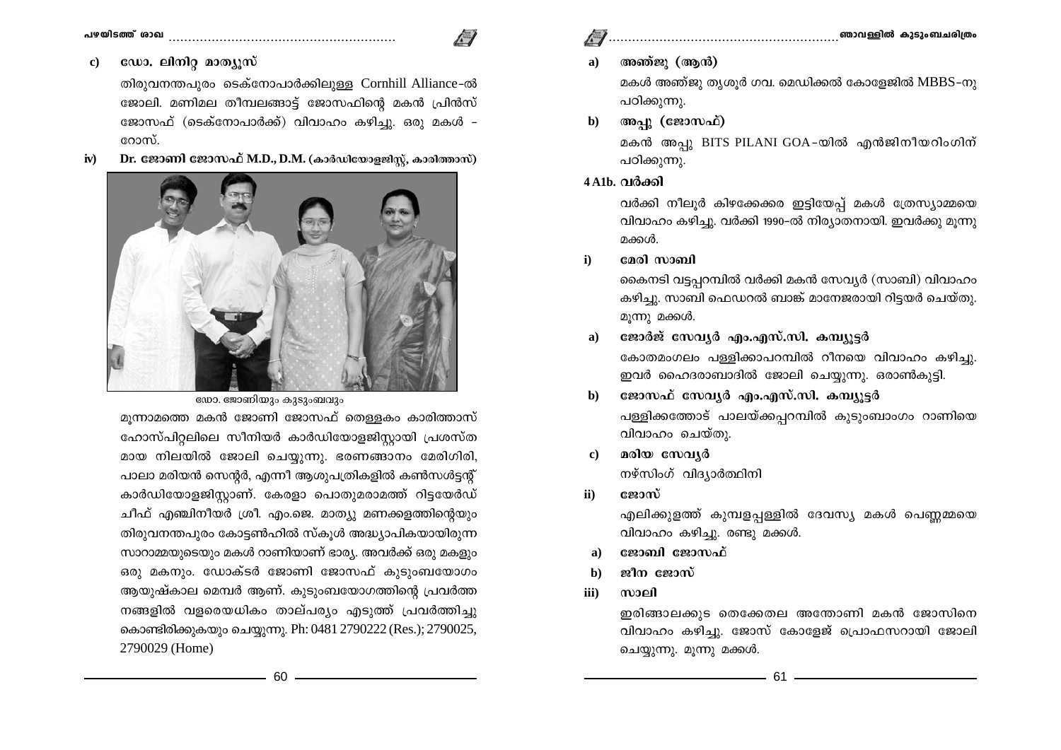**c) ഡോ. ലിനിറ്റ മാത്യൂസ്**

തിരുവനന്തപുരം ടെക്നോപാർക്കിലുള്ള Cornhill Alliance-ൽ ജോലി. മണിമല തീമ്പലങ്ങാട്ട് ജോസഫിന്റെ മകൻ പ്രിൻസ് ജോസഫ് (ടെക്നോപാർക്ക്) വിവാഹം കഴിച്ചു. ഒരു മകൾ - റോസ്.

**iv) Dr. ജോണി ജോസഫ് M.D., D.M. (കാർഡിയോളജിസ്റ്റ്, കാരിത്താസ്)**

ഡോ. ജോണിയും കുടുംബവും

മൂന്നാമത്തെ മകൻ ജോണി ജോസഫ് തെള്ളകം കാരിത്താസ് ഹോസ്പിറ്റലിലെ സീനിയർ കാർഡിയോളജിസ്റ്റായി പ്രശസ്ത മായ നിലയിൽ ജോലി ചെയ്യുന്നു. ഭരണങ്ങാനം മേരിഗിരി, പാലാ മരിയൻ സെന്റർ, എന്നീ ആശുപത്രികളിൽ കൺസൾട്ടന്റ് കാർഡിയോളജിസ്റ്റാണ്. കേരളാ പൊതുമരാമത്ത് റിട്ടയേർഡ് ചീഫ് എഞ്ചിനീയർ ശ്രീ. എം.ജെ. മാത്യു മണക്കളത്തിന്റെയും തിരുവനന്തപുരം കോട്ടൺഹിൽ സ്കൂൾ അദ്ധ്യാപികയായിരുന്ന സാറാമ്മയുടെയും മകൾ റാണിയാണ് ഭാര്യ. അവർക്ക് ഒരു മകളും ഒരു മകനും. ഡോക്ടർ ജോണി ജോസഫ് കുടുംബയോഗം ആയുഷ്കാല മെമ്പർ ആണ്. കുടുംബയോഗത്തിന്റെ പ്രവർത്ത നങ്ങളിൽ വളരെയധികം താല്പര്യം എടുത്ത് പ്രവർത്തിച്ചു കൊണ്ടിരിക്കുകയും ചെയ്യുന്നു. Ph: 0481 2790222 (Res.); 2790025, 2790029 (Home)

**a) അഞ്ജു (ആൻ)**

മകൾ അഞ്ജു തൃശൂർ ഗവ. മെഡിക്കൽ കോളേജിൽ MBBS-നു പഠിക്കുന്നു.

**b) അപ്പു (ജോസഫ്)**

മകൻ അപ്പു BITS PILANI GOA-യിൽ എൻജിനീയറിംഗിന് പഠിക്കുന്നു.

## 4 A1b. വർക്കി

വർക്കി നീലൂർ കിഴക്കേക്കര ഇട്ടിയേപ്പ് മകൾ ത്രേസ്യാമ്മയെ വിവാഹം കഴിച്ചു. വർക്കി 1990-ൽ നിര്യാതനായി. ഇവർക്കു മൂന്നു മക്കൾ.

**i) മേരി സാബി**

കൈനടി വട്ടപ്പറമ്പിൽ വർക്കി മകൻ സേവ്യർ (സാബി) വിവാഹം കഴിച്ചു. സാബി ഫെഡറൽ ബാങ്ക് മാനേജരായി റിട്ടയർ ചെയ്തു. മൂന്നു മക്കൾ.

**a) ജോർജ് സേവ്യർ എം.എസ്.സി. കമ്പ്യൂട്ടർ**

കോതമംഗലം പള്ളിക്കാപറമ്പിൽ റീനയെ വിവാഹം കഴിച്ചു. ഇവർ ഹൈദരാബാദിൽ ജോലി ചെയ്യുന്നു. ഒരാൺകുട്ടി.

**b) ജോസഫ് സേവ്യർ എം.എസ്.സി. കമ്പ്യൂട്ടർ**

പള്ളിക്കത്തോട് പാലയ്ക്കപ്പറമ്പിൽ കുടുംബാംഗം റാണിയെ വിവാഹം ചെയ്തു.

**c) മരിയ സേവ്യർ**

നഴ്സിംഗ് വിദ്യാർത്ഥിനി

**ii) ജോസ്**

എലിക്കുളത്ത് കുമ്പളപ്പള്ളിൽ ദേവസ്യ മകൾ പെണ്ണമ്മയെ വിവാഹം കഴിച്ചു. രണ്ടു മക്കൾ.

**a) ജോബി ജോസഫ്**

**b) ജീന ജോസ്**

**iii) സാലി**

ഇരിങ്ങാലക്കുട തെക്കേതല അന്തോണി മകൻ ജോസിനെ വിവാഹം കഴിച്ചു. ജോസ് കോളേജ് പ്രൊഫസറായി ജോലി ചെയ്യുന്നു. മൂന്നു മക്കൾ.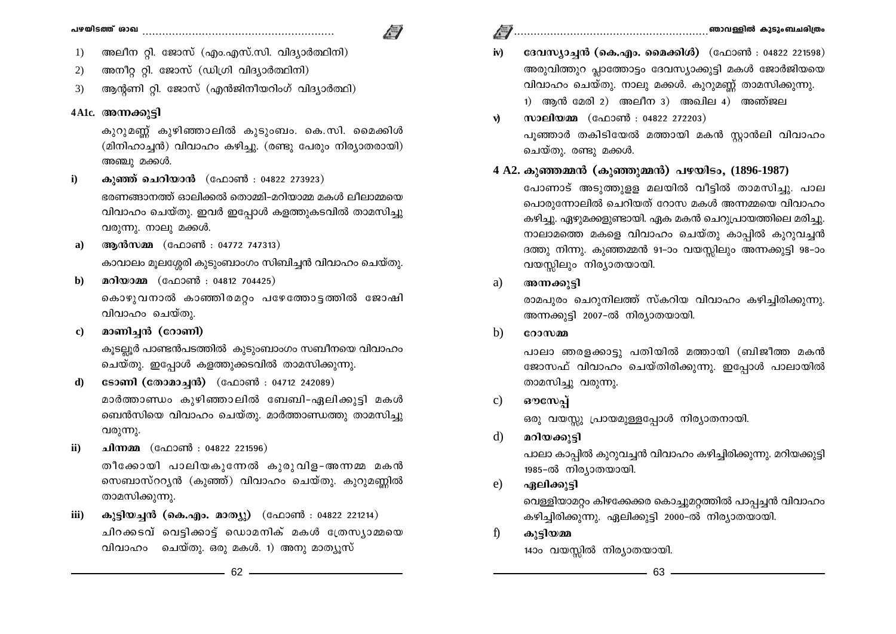1) അലീന റ്റി. ജോസ് (എം.എസ്.സി. വിദ്യാർത്ഥിനി)
2) അനീറ്റ റ്റി. ജോസ് (ഡിഗ്രി വിദ്യാർത്ഥിനി)
3) ആന്റണി റ്റി. ജോസ് (എൻജിനീയറിംഗ് വിദ്യാർത്ഥി)

### 4A1c. അന്നക്കുട്ടി

കുറുമണ്ണ് കുഴിഞ്ഞാലിൽ കുടുംബം. കെ.സി. മൈക്കിൾ (മിനിഹാച്ചൻ) വിവാഹം കഴിച്ചു. (രണ്ടു പേരും നിര്യാതരായി) അഞ്ചു മക്കൾ.

**i) കുഞ്ഞ് ചെറിയാൻ** (ഫോൺ : 04822 273923)

ഭരണങ്ങാനത്ത് ഓലിക്കൽ തൊമ്മി–മറിയാമ്മ മകൾ ലീലാമ്മയെ വിവാഹം ചെയ്തു. ഇവർ ഇപ്പോൾ കളത്തുകടവിൽ താമസിച്ചു വരുന്നു. നാലു മക്കൾ.

**a) ആൻസമ്മ** (ഫോൺ : 04772 747313)

കാവാലം മൂലശ്ശേരി കുടുംബാംഗം സിബിച്ചൻ വിവാഹം ചെയ്തു.

**b) മറിയാമ്മ** (ഫോൺ : 04812 704425)

കൊഴുവനാൽ കാഞ്ഞിരമറ്റം പഴേത്തോട്ടത്തിൽ ജോഷി വിവാഹം ചെയ്തു.

**c) മാണിച്ചൻ (റോണി)**

കൂടല്ലൂർ പാണ്ടൻപടത്തിൽ കുടുംബാംഗം സബീനയെ വിവാഹം ചെയ്തു. ഇപ്പോൾ കളത്തുക്കടവിൽ താമസിക്കുന്നു.

**d) ടോണി (തോമാച്ചൻ)** (ഫോൺ : 04712 242089)

മാർത്താണ്ഡം കുഴിഞ്ഞാലിൽ ബേബി–ഏലിക്കുട്ടി മകൾ ബെൻസിയെ വിവാഹം ചെയ്തു. മാർത്താണ്ഡത്തു താമസിച്ചു വരുന്നു.

**ii) ചിന്നമ്മ** (ഫോൺ : 04822 221596)

തീക്കോയി പാലിയകുന്നേൽ കുരുവിള–അന്നമ്മ മകൻ സെബാസ്റ്റ്യൻ (കുഞ്ഞ്) വിവാഹം ചെയ്തു. കുറുമണ്ണിൽ താമസിക്കുന്നു.

**iii) കുട്ടിയച്ചൻ (കെ.എം. മാത്യു)** (ഫോൺ : 04822 221214)

ചിറക്കടവ് വെട്ടിക്കാട്ട് ഡൊമനിക് മകൾ ത്രേസ്യാമ്മയെ വിവാഹം ചെയ്തു. ഒരു മകൾ. 1) അനു മാത്യൂസ്

**iv) ദേവസ്യാച്ചൻ (കെ.എം. മൈക്കിൾ)** (ഫോൺ : 04822 221598)

അരുവിത്തുറ പ്ലാത്തോട്ടം ദേവസ്യാക്കുട്ടി മകൾ ജോർജിയയെ വിവാഹം ചെയ്തു. നാലു മക്കൾ. കുറുമണ്ണ് താമസിക്കുന്നു.

1) ആൻ മേരി 2) അലീന 3) അഖില 4) അഞ്ജല

**v) സാലിയമ്മ** (ഫോൺ : 04822 272203)

പൂഞ്ഞാർ തകിടിയേൽ മത്തായി മകൻ സ്റ്റാൻലി വിവാഹം ചെയ്തു. രണ്ടു മക്കൾ.

## 4 A2. കുഞ്ഞമ്മൻ (കുഞ്ഞുമ്മൻ) പഴയിടം, (1896-1987)

പോണാട് അടുത്തുള്ള മലയിൽ വീട്ടിൽ താമസിച്ചു. പാല പൊരുന്നോലിൽ ചെറിയത് റോസ മകൾ അന്നമ്മയെ വിവാഹം കഴിച്ചു. ഏഴുമക്കളുണ്ടായി. ഏക മകൻ ചെറുപ്രായത്തിലെ മരിച്ചു. നാലാമത്തെ മകളെ വിവാഹം ചെയ്തു കാപ്പിൽ കുറുവച്ചൻ ദത്തു നിന്നു. കുഞ്ഞമ്മൻ 91–ാം വയസ്സിലും അന്നക്കുട്ടി 98–ാം വയസ്സിലും നിര്യാതയായി.

**a) അന്നക്കുട്ടി**

രാമപുരം ചെറുനിലത്ത് സ്കറിയ വിവാഹം കഴിച്ചിരിക്കുന്നു. അന്നക്കുട്ടി 2007–ൽ നിര്യാതയായി.

**b) റോസമ്മ**

പാലാ ഞരളക്കാട്ടു പതിയിൽ മത്തായി (ബിജീത്ത മകൻ ജോസഫ് വിവാഹം ചെയ്തിരിക്കുന്നു. ഇപ്പോൾ പാലായിൽ താമസിച്ചു വരുന്നു.

**c) ഔസേപ്പ്**

ഒരു വയസ്സു പ്രായമുള്ളപ്പോൾ നിര്യാതനായി.

**d) മറിയക്കുട്ടി**

പാലാ കാപ്പിൽ കുറുവച്ചൻ വിവാഹം കഴിച്ചിരിക്കുന്നു. മറിയക്കുട്ടി 1985–ൽ നിര്യാതയായി.

**e) ഏലിക്കുട്ടി**

വെള്ളിയാമറ്റം കിഴക്കേക്കര കൊച്ചുമറ്റത്തിൽ പാപ്പച്ചൻ വിവാഹം കഴിച്ചിരിക്കുന്നു. ഏലിക്കുട്ടി 2000–ൽ നിര്യാതയായി.

**f) കുട്ടിയമ്മ**

14ാം വയസ്സിൽ നിര്യാതയായി.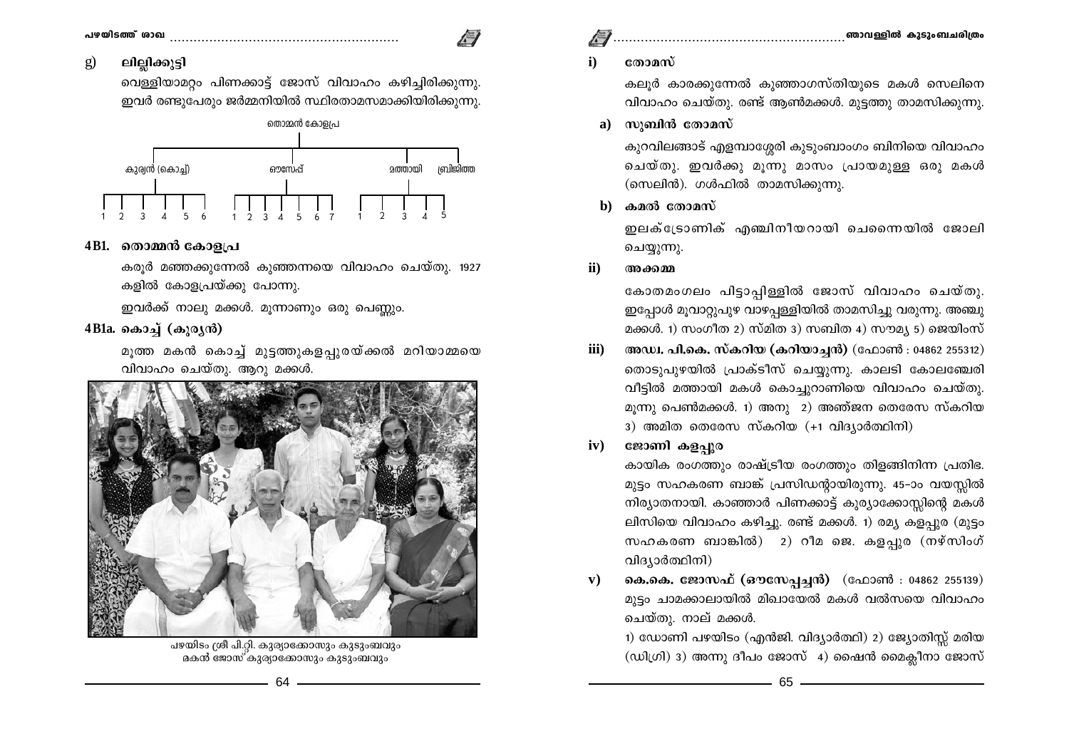## g) ലില്ലിക്കുട്ടി

വെള്ളിയാമറ്റം പിണക്കാട്ട് ജോസ് വിവാഹം കഴിച്ചിരിക്കുന്നു. ഇവർ രണ്ടുപേരും ജർമ്മനിയിൽ സ്ഥിരതാമസമാക്കിയിരിക്കുന്നു.

തൊമ്മൻ കോളപ്ര

കുര്യൻ (കൊച്ച്) — 1 2 3 4 5 6
ഔസേപ്പ് — 1 2 3 4 5 6 7
മത്തായി — 1 2 3 4 5
ബ്രിജിത്ത

## 4B1. തൊമ്മൻ കോളപ്ര

കരൂർ മഞ്ഞക്കുന്നേൽ കുഞ്ഞന്നയെ വിവാഹം ചെയ്തു. 1927 കളിൽ കോളപ്രയ്ക്കു പോന്നു.

ഇവർക്ക് നാലു മക്കൾ. മൂന്നാണും ഒരു പെണ്ണും.

## 4B1a. കൊച്ച് (കുര്യൻ)

മൂത്ത മകൻ കൊച്ച് മുട്ടത്തുകളപ്പുരയ്ക്കൽ മറിയാമ്മയെ വിവാഹം ചെയ്തു. ആറു മക്കൾ.

പഴയിടം ശ്രീ പി.റ്റി. കുര്യാക്കോസും കുടുംബവും
മകൻ ജോസ് കുര്യാക്കോസും കുടുംബവും

### i) തോമസ്

കലൂർ കാരക്കുന്നേൽ കുഞ്ഞാഗസ്തിയുടെ മകൾ സെലിനെ വിവാഹം ചെയ്തു. രണ്ട് ആൺമക്കൾ. മുട്ടത്തു താമസിക്കുന്നു.

**a) സുബിൻ തോമസ്**

കുറവിലങ്ങാട് എളമ്പാശ്ശേരി കുടുംബാംഗം ബിനിയെ വിവാഹം ചെയ്തു. ഇവർക്കു മൂന്നു മാസം പ്രായമുള്ള ഒരു മകൾ (സെലിൻ). ഗൾഫിൽ താമസിക്കുന്നു.

**b) കമൽ തോമസ്**

ഇലക്ട്രോണിക് എഞ്ചിനീയറായി ചെന്നൈയിൽ ജോലി ചെയ്യുന്നു.

### ii) അക്കമ്മ

കോതമംഗലം പിട്ടാപ്പിള്ളിൽ ജോസ് വിവാഹം ചെയ്തു. ഇപ്പോൾ മൂവാറ്റുപുഴ വാഴപ്പള്ളിയിൽ താമസിച്ചു വരുന്നു. അഞ്ചു മക്കൾ. 1) സംഗീത 2) സ്മിത 3) സബിത 4) സൗമ്യ 5) ജെയിംസ്

### iii) അഡ്വ. പി.കെ. സ്കറിയ (കറിയാച്ചൻ) (ഫോൺ : 04862 255312)

തൊടുപുഴയിൽ പ്രാക്ടീസ് ചെയ്യുന്നു. കാലടി കോലഞ്ചേരി വീട്ടിൽ മത്തായി മകൾ കൊച്ചുറാണിയെ വിവാഹം ചെയ്തു. മൂന്നു പെൺമക്കൾ. 1) അനു 2) അഞ്ജന തെരേസ സ്കറിയ 3) അമിത തെരേസ സ്കറിയ (+1 വിദ്യാർത്ഥിനി)

### iv) ജോണി കളപ്പുര

കായിക രംഗത്തും രാഷ്ട്രീയ രംഗത്തും തിളങ്ങിനിന്ന പ്രതിഭ. മുട്ടം സഹകരണ ബാങ്ക് പ്രസിഡന്റായിരുന്നു. 45-ാം വയസ്സിൽ നിര്യാതനായി. കാഞ്ഞാർ പിണക്കാട്ട് കുര്യാക്കോസ്സിന്റെ മകൾ ലിസിയെ വിവാഹം കഴിച്ചു. രണ്ട് മക്കൾ. 1) രമ്യ കളപ്പുര (മുട്ടം സഹകരണ ബാങ്കിൽ) 2) റീമ ജെ. കളപ്പുര (നഴ്സിംഗ് വിദ്യാർത്ഥിനി)

### v) കെ.കെ. ജോസഫ് (ഔസേപ്പച്ചൻ) (ഫോൺ : 04862 255139)

മുട്ടം ചാമക്കാലായിൽ മിഖായേൽ മകൾ വൽസയെ വിവാഹം ചെയ്തു. നാല് മക്കൾ.

1) ഡോണി പഴയിടം (എൻജി. വിദ്യാർത്ഥി) 2) ജ്യോതിസ്സ് മരിയ (ഡിഗ്രി) 3) അന്നു ദീപം ജോസ് 4) ഷൈൻ മൈക്കിനാ ജോസ്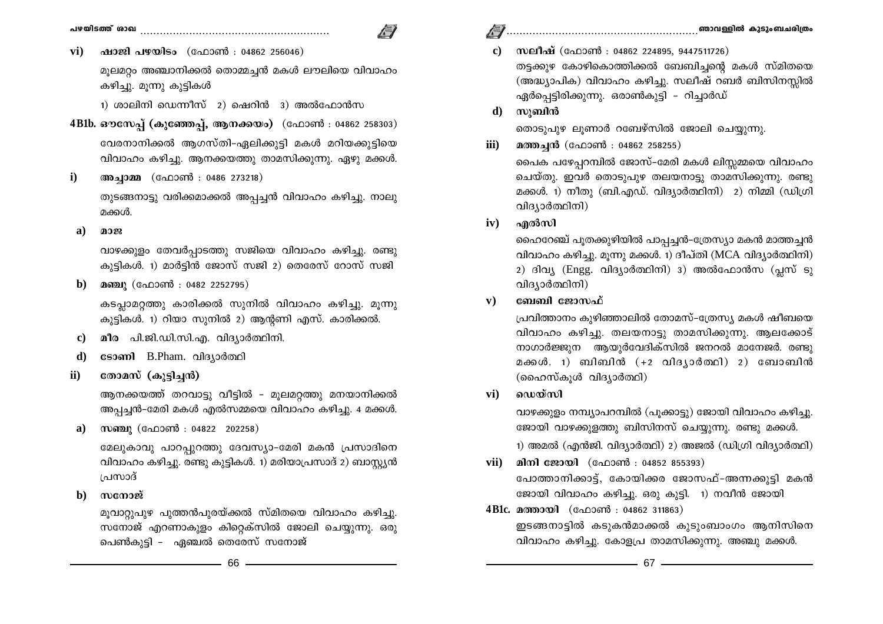**vi) ഷാജി പഴയിടം** (ഫോൺ : 04862 256046)

മൂലമറ്റം അഞ്ചാനിക്കൽ തൊമ്മച്ചൻ മകൾ ലൗലിയെ വിവാഹം കഴിച്ചു. മൂന്നു കുട്ടികൾ

1) ശാലിനി ഡെന്നീസ് 2) ഷെറിൻ 3) അൽഫോൻസ

**4B1b. ഔസേപ്പ് (കുഞ്ഞേപ്പ്, ആനക്കയം)** (ഫോൺ : 04862 258303)

വേരനാനിക്കൽ ആഗസ്തി–ഏലിക്കുട്ടി മകൾ മറിയക്കുട്ടിയെ വിവാഹം കഴിച്ചു. ആനക്കയത്തു താമസിക്കുന്നു. ഏഴു മക്കൾ.

**i) അച്ചാമ്മ** (ഫോൺ : 0486 273218)

തുടങ്ങനാട്ടു വരിക്കമാക്കൽ അപ്പച്ചൻ വിവാഹം കഴിച്ചു. നാലു മക്കൾ.

**a) മാജ**

വാഴക്കുളം തേവർപ്പാടത്തു സജിയെ വിവാഹം കഴിച്ചു. രണ്ടു കുട്ടികൾ. 1) മാർട്ടിൻ ജോസ് സജി 2) തെരേസ് റോസ് സജി

**b) മഞ്ജു** (ഫോൺ : 0482 2252795)

കടപ്ലാമറ്റത്തു കാരിക്കൽ സുനിൽ വിവാഹം കഴിച്ചു. മൂന്നു കുട്ടികൾ. 1) റിയാ സുനിൽ 2) ആന്റണി എസ്. കാരിക്കൽ.

**c) മീര** പി.ജി.ഡി.സി.എ. വിദ്യാർത്ഥിനി.

**d) ടോണി** B.Pham. വിദ്യാർത്ഥി

**ii) തോമസ് (കുട്ടിച്ചൻ)**

ആനക്കയത്ത് തറവാട്ടു വീട്ടിൽ – മൂലമറ്റത്തു മനയാനിക്കൽ അപ്പച്ചൻ–മേരി മകൾ എൽസമ്മയെ വിവാഹം കഴിച്ചു. 4 മക്കൾ.

**a) സഞ്ചു** (ഫോൺ : 04822 202258)

മേലുകാവു പാറപ്പുറത്തു ദേവസ്യാ–മേരി മകൻ പ്രസാദിനെ വിവാഹം കഴിച്ചു. രണ്ടു കുട്ടികൾ. 1) മരിയാപ്രസാദ് 2) ബാസ്റ്റ്യൻ പ്രസാദ്

**b) സനോജ്**

മൂവാറ്റുപുഴ പുത്തൻപുരയ്ക്കൽ സ്മിതയെ വിവാഹം കഴിച്ചു. സനോജ് എറണാകുളം കിറ്റെക്സിൽ ജോലി ചെയ്യുന്നു. ഒരു പെൺകുട്ടി – ഏഞ്ചൽ തെരേസ് സനോജ്

**c) സലീഷ്** (ഫോൺ : 04862 224895, 9447511726)

തട്ടക്കുഴ കോഴികൊത്തിക്കൽ ബേബിച്ചന്റെ മകൾ സ്മിതയെ (അദ്ധ്യാപിക) വിവാഹം കഴിച്ചു. സലീഷ് റബർ ബിസിനസ്സിൽ ഏർപ്പെട്ടിരിക്കുന്നു. ഒരാൺകുട്ടി – റിച്ചാർഡ്

**d) സുബിൻ**

തൊടുപുഴ ലൂണാർ റബേഴ്സിൽ ജോലി ചെയ്യുന്നു.

**iii) മത്തച്ചൻ** (ഫോൺ : 04862 258255)

പൈക പഴേപ്പറമ്പിൽ ജോസ്–മേരി മകൾ ലിസ്സമ്മയെ വിവാഹം ചെയ്തു. ഇവർ തൊടുപുഴ തലയനാട്ടു താമസിക്കുന്നു. രണ്ടു മക്കൾ. 1) നീതു (ബി.എഡ്. വിദ്യാർത്ഥിനി) 2) നിമ്മി (ഡിഗ്രി വിദ്യാർത്ഥിനി)

**iv) എൽസി**

ഹൈറേഞ്ച് പൂതക്കുഴിയിൽ പാപ്പച്ചൻ–ത്രേസ്യാ മകൻ മാത്തച്ചൻ വിവാഹം കഴിച്ചു. മൂന്നു മക്കൾ. 1) ദീപ്തി (MCA വിദ്യാർത്ഥിനി) 2) ദിവ്യ (Engg. വിദ്യാർത്ഥിനി) 3) അൽഫോൻസ (പ്ലസ് ടു വിദ്യാർത്ഥിനി)

**v) ബേബി ജോസഫ്**

പ്രവിത്താനം കുഴിഞ്ഞാലിൽ തോമസ്–ത്രേസ്യ മകൾ ഷീബയെ വിവാഹം കഴിച്ചു. തലയനാട്ടു താമസിക്കുന്നു. ആലക്കോട് നാഗാർജ്ജുന ആയുർവേദിക്സിൽ ജനറൽ മാനേജർ. രണ്ടു മക്കൾ. 1) ബിബിൻ (+2 വിദ്യാർത്ഥി) 2) ബോബിൻ (ഹൈസ്കൂൾ വിദ്യാർത്ഥി)

**vi) ഡെയ്സി**

വാഴക്കുളം നമ്പ്യാപറമ്പിൽ (പൂക്കാട്ടു) ജോയി വിവാഹം കഴിച്ചു. ജോയി വാഴക്കുളത്തു ബിസിനസ് ചെയ്യുന്നു. രണ്ടു മക്കൾ.

1) അമൽ (എൻജി. വിദ്യാർത്ഥി) 2) അജൽ (ഡിഗ്രി വിദ്യാർത്ഥി)

**vii) മിനി ജോയി** (ഫോൺ : 04852 855393)

പോത്താനിക്കാട്ട്, കോയിക്കര ജോസഫ്–അന്നക്കുട്ടി മകൻ ജോയി വിവാഹം കഴിച്ചു. ഒരു കുട്ടി. 1) നവീൻ ജോയി

**4B1c. മത്തായി** (ഫോൺ : 04862 311863)

ഇടങ്ങനാട്ടിൽ കടുകൻമാക്കൽ കുടുംബാംഗം ആനിസിനെ വിവാഹം കഴിച്ചു. കോളപ്ര താമസിക്കുന്നു. അഞ്ചു മക്കൾ.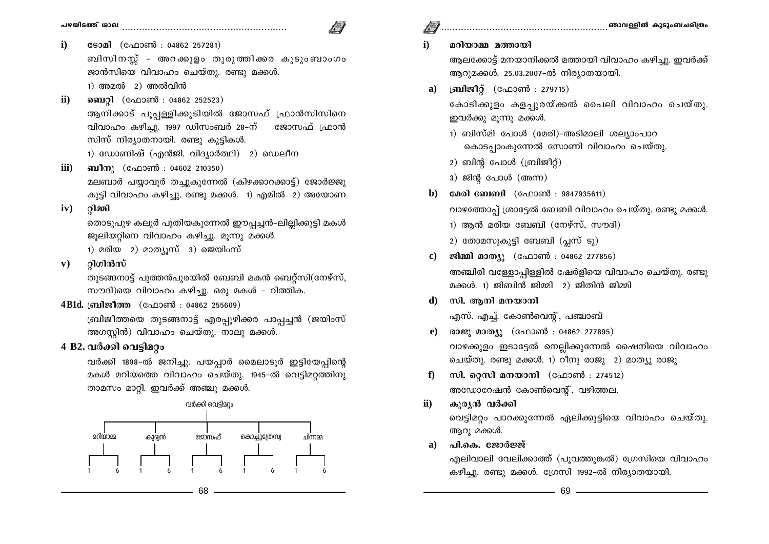**i) ടോമി** (ഫോൺ : 04862 257281)

ബിസിനസ്സ് - അറക്കുളം തുരുത്തിക്കര കുടുംബാംഗം ജാൻസിയെ വിവാഹം ചെയ്തു. രണ്ടു മക്കൾ.

1) അമൽ 2) അൽവിൻ

**ii) ബെറ്റി** (ഫോൺ : 04862 252523)

ആനിക്കാട് പൂപ്പള്ളിക്കുടിയിൽ ജോസഫ് ഫ്രാൻസിസിനെ വിവാഹം കഴിച്ചു. 1997 ഡിസംബർ 28-ന് ജോസഫ് ഫ്രാൻസിസ് നിര്യാതനായി. രണ്ടു കുട്ടികൾ.

1) ഡോണിഷ് (എൻജി. വിദ്യാർത്ഥി) 2) ഡെലീന

**iii) ബീനു** (ഫോൺ : 04602 210350)

മലബാർ പയ്യാവൂർ തച്ചുകുന്നേൽ (കിഴക്കാറക്കാട്ട്) ജോർജ്ജുകുട്ടി വിവാഹം കഴിച്ചു. രണ്ടു മക്കൾ. 1) എമിൽ 2) അയോണ

**iv) റ്റിമ്മി**

തൊടുപുഴ കലൂർ പുതിയകുന്നേൽ ഈപ്പച്ചൻ-ലില്ലിക്കുട്ടി മകൾ ജൂലിയറ്റിനെ വിവാഹം കഴിച്ചു. മൂന്നു മക്കൾ.

1) മരിയ 2) മാത്യൂസ് 3) ജെയിംസ്

**v) റ്റിഗിൻസ്**

തുടങ്ങനാട്ട് പുത്തൻപുരയിൽ ബേബി മകൻ ബെറ്റ്സി(നേഴ്സ്, സൗദി)യെ വിവാഹം കഴിച്ചു. ഒരു മകൾ - റിത്തിക.

**4B1d. ബ്രിജീത്ത** (ഫോൺ : 04862 255609)

ബ്രിജീത്തയെ തുടങ്ങനാട്ട് എരപ്പൂഴിക്കര പാപ്പച്ചൻ (ജയിംസ് അഗസ്റ്റിൻ) വിവാഹം ചെയ്തു. നാലു മക്കൾ.

## 4 B2. വർക്കി വെട്ടിമറ്റം

വർക്കി 1898-ൽ ജനിച്ചു. പയപ്പാർ മൈലാടൂർ ഇട്ടിയേപ്പിന്റെ മകൾ മറിയത്തെ വിവാഹം ചെയ്തു. 1945-ൽ വെട്ടിമറ്റത്തിനു താമസം മാറ്റി. ഇവർക്ക് അഞ്ചു മക്കൾ.

വർക്കി വെട്ടിമറ്റം

മറിയാമ്മ (1 ... 6) | കുര്യൻ (1 ... 6) | ജോസഫ് (1 ... 6) | കൊച്ചുത്രേസ്യ (1 ... 6) | ചിന്നമ്മ (1 ... 6)

**i) മറിയാമ്മ മത്തായി**

ആലക്കോട്ട് മനയാനിക്കൽ മത്തായി വിവാഹം കഴിച്ചു. ഇവർക്ക് ആറുമക്കൾ. 25.03.2007-ൽ നിര്യാതയായി.

**a) ബ്രിജീറ്റ്** (ഫോൺ : 279715)

കോടിക്കുളം കളപ്പുരയ്ക്കൽ പൈലി വിവാഹം ചെയ്തു. ഇവർക്കു മൂന്നു മക്കൾ.

1) ബിസ്മി പോൾ (മേരി)-അടിമാലി ശല്യാംപാറ കൊടപ്പാംകുന്നേൽ സോണി വിവാഹം ചെയ്തു.

2) ബിന്റ പോൾ (ബ്രിജീറ്റ്)

3) ജിന്റ പോൾ (അന്ന)

**b) മേരി ബേബി** (ഫോൺ : 9847935611)

വാഴത്തോപ്പ് ശ്രാട്ടേൽ ബേബി വിവാഹം ചെയ്തു. രണ്ടു മക്കൾ.

1) ആൻ മരിയ ബേബി (നേഴ്സ്, സൗദി)

2) തോമസുകുട്ടി ബേബി (പ്ലസ് ടു)

**c) ജിമ്മി മാത്യു** (ഫോൺ : 04862 277856)

അഞ്ചിരി വള്ളോപ്പിള്ളിൽ ഷേർളിയെ വിവാഹം ചെയ്തു. രണ്ടു മക്കൾ. 1) ജിബിൻ ജിമ്മി 2) ജിതിൻ ജിമ്മി

**d) സി. ആനി മനയാനി**

എസ്. എച്ച്. കോൺവെന്റ്, പഞ്ചാബ്

**e) രാജു മാത്യു** (ഫോൺ : 04862 277895)

വാഴക്കുളം ഇടാട്ടേൽ നെല്ലിക്കുന്നേൽ ഷൈനിയെ വിവാഹം ചെയ്തു. രണ്ടു മക്കൾ. 1) റീനു രാജു 2) മാത്യു രാജു

**f) സി. റ്റെസി മനയാനി** (ഫോൺ : 274512)

അഡോറേഷൻ കോൺവെന്റ്, വഴിത്തല.

**ii) കുര്യൻ വർക്കി**

വെട്ടിമറ്റം പാറക്കുന്നേൽ ഏലിക്കുട്ടിയെ വിവാഹം ചെയ്തു. ആറു മക്കൾ.

**a) പി.കെ. ജോർജ്ജ്**

എലിവാലി വേലിക്കാത്ത് (പൂവത്തുങ്കൽ) ഗ്രേസിയെ വിവാഹം കഴിച്ചു. രണ്ടു മക്കൾ. ഗ്രേസി 1992-ൽ നിര്യാതയായി.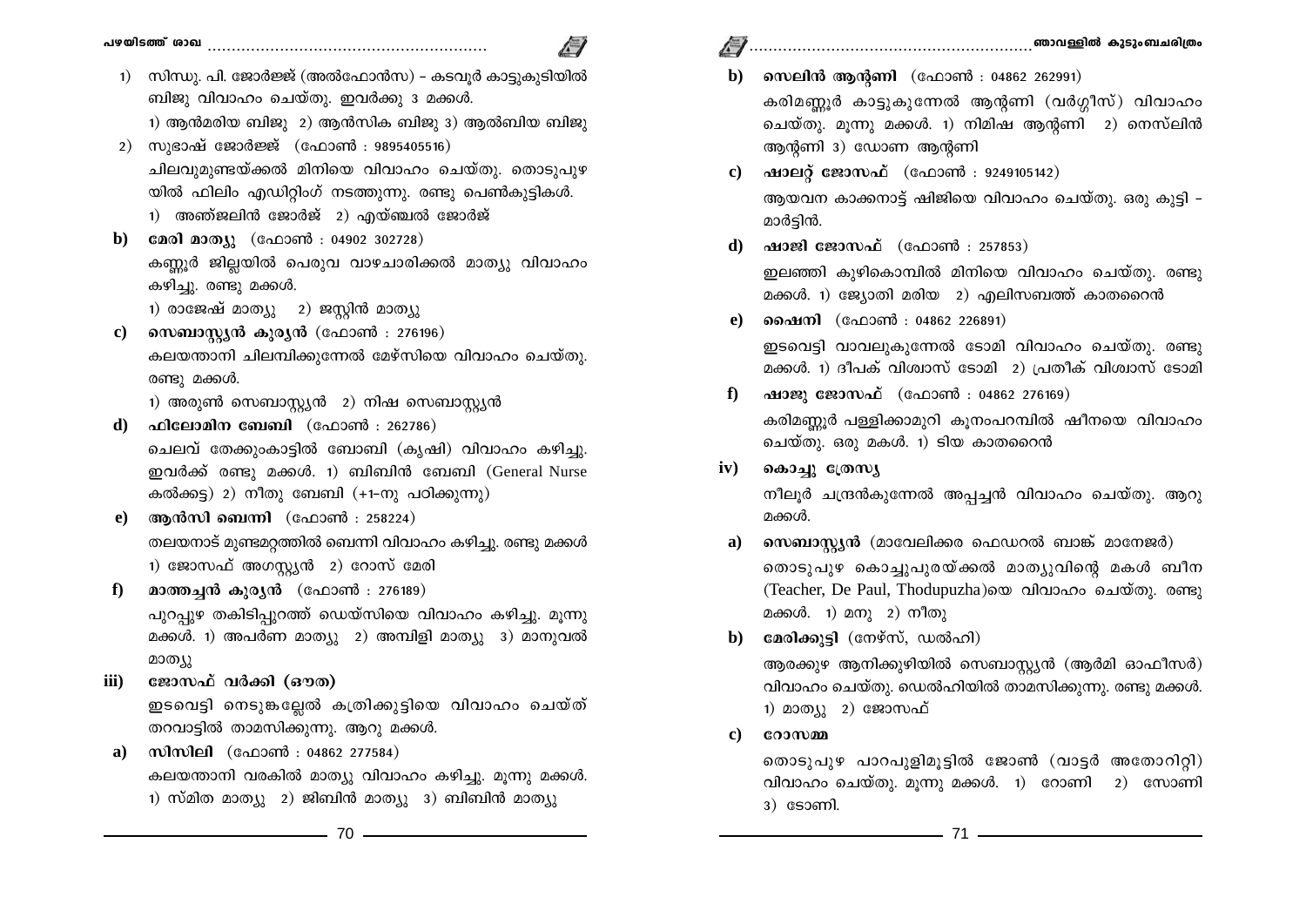1) സിന്ധു. പി. ജോർജ്ജ് (അൽഫോൻസ) – കടവൂർ കാട്ടുകുടിയിൽ ബിജു വിവാഹം ചെയ്തു. ഇവർക്കു 3 മക്കൾ.
   1) ആൻമരിയ ബിജു 2) ആൻസിക ബിജു 3) ആൽബിയ ബിജു

2) സുഭാഷ് ജോർജ്ജ് (ഫോൺ : 9895405516)
   ചിലവുമുണ്ടയ്ക്കൽ മിനിയെ വിവാഹം ചെയ്തു. തൊടുപുഴയിൽ ഫിലിം എഡിറ്റിംഗ് നടത്തുന്നു. രണ്ടു പെൺകുട്ടികൾ.
   1) അഞ്ജലിൻ ജോർജ് 2) എയ്ഞ്ചൽ ജോർജ്

**b) മേരി മാത്യു** (ഫോൺ : 04902 302728)
കണ്ണൂർ ജില്ലയിൽ പെരുവ വാഴചാരിക്കൽ മാത്യു വിവാഹം കഴിച്ചു. രണ്ടു മക്കൾ.
1) രാജേഷ് മാത്യു 2) ജസ്റ്റിൻ മാത്യു

**c) സെബാസ്റ്റ്യൻ കുര്യൻ** (ഫോൺ : 276196)
കലയന്താനി ചിലമ്പിക്കുന്നേൽ മേഴ്സിയെ വിവാഹം ചെയ്തു. രണ്ടു മക്കൾ.
1) അരുൺ സെബാസ്റ്റ്യൻ 2) നിഷ സെബാസ്റ്റ്യൻ

**d) ഫിലോമിന ബേബി** (ഫോൺ : 262786)
ചെലവ് തേക്കുംകാട്ടിൽ ബോബി (കൃഷി) വിവാഹം കഴിച്ചു. ഇവർക്ക് രണ്ടു മക്കൾ. 1) ബിബിൻ ബേബി (General Nurse കൽക്കട്ട) 2) നീതു ബേബി (+1-നു പഠിക്കുന്നു)

**e) ആൻസി ബെന്നി** (ഫോൺ : 258224)
തലയനാട് മുണ്ടമറ്റത്തിൽ ബെന്നി വിവാഹം കഴിച്ചു. രണ്ടു മക്കൾ
1) ജോസഫ് അഗസ്റ്റ്യൻ 2) റോസ് മേരി

**f) മാത്തച്ചൻ കുര്യൻ** (ഫോൺ : 276189)
പുറപ്പുഴ തകിടിപ്പുറത്ത് ഡെയ്സിയെ വിവാഹം കഴിച്ചു. മൂന്നു മക്കൾ. 1) അപർണ മാത്യു 2) അമ്പിളി മാത്യു 3) മാനുവൽ മാത്യു

**iii) ജോസഫ് വർക്കി (ഔത)**
ഇടവെട്ടി നെടുങ്കല്ലേൽ കത്രിക്കുട്ടിയെ വിവാഹം ചെയ്ത് തറവാട്ടിൽ താമസിക്കുന്നു. ആറു മക്കൾ.

**a) സിസിലി** (ഫോൺ : 04862 277584)
കലയന്താനി വരകിൽ മാത്യു വിവാഹം കഴിച്ചു. മൂന്നു മക്കൾ.
1) സ്മിത മാത്യു 2) ജിബിൻ മാത്യു 3) ബിബിൻ മാത്യു

**b) സെലിൻ ആന്റണി** (ഫോൺ : 04862 262991)
കരിമണ്ണൂർ കാട്ടുകുന്നേൽ ആന്റണി (വർഗ്ഗീസ്) വിവാഹം ചെയ്തു. മൂന്നു മക്കൾ. 1) നിമിഷ ആന്റണി 2) നെസ്‌ലിൻ ആന്റണി 3) ഡോണ ആന്റണി

**c) ഷാലറ്റ് ജോസഫ്** (ഫോൺ : 9249105142)
ആയവന കാക്കനാട്ട് ഷിജിയെ വിവാഹം ചെയ്തു. ഒരു കുട്ടി – മാർട്ടിൻ.

**d) ഷാജി ജോസഫ്** (ഫോൺ : 257853)
ഇലഞ്ഞി കുഴികൊമ്പിൽ മിനിയെ വിവാഹം ചെയ്തു. രണ്ടു മക്കൾ. 1) ജ്യോതി മരിയ 2) എലിസബത്ത് കാതറൈൻ

**e) ഷൈനി** (ഫോൺ : 04862 226891)
ഇടവെട്ടി വാവലുകുന്നേൽ ടോമി വിവാഹം ചെയ്തു. രണ്ടു മക്കൾ. 1) ദീപക് വിശ്വാസ് ടോമി 2) പ്രതീക് വിശ്വാസ് ടോമി

**f) ഷാജു ജോസഫ്** (ഫോൺ : 04862 276169)
കരിമണ്ണൂർ പള്ളിക്കാമുറി കൂനംപറമ്പിൽ ഷീനയെ വിവാഹം ചെയ്തു. ഒരു മകൾ. 1) ടിയ കാതറൈൻ

**iv) കൊച്ചു ത്രേസ്യ**
നീലൂർ ചന്ദ്രൻകുന്നേൽ അപ്പച്ചൻ വിവാഹം ചെയ്തു. ആറു മക്കൾ.

**a) സെബാസ്റ്റ്യൻ** (മാവേലിക്കര ഫെഡറൽ ബാങ്ക് മാനേജർ)
തൊടുപുഴ കൊച്ചുപുരയ്ക്കൽ മാത്യുവിന്റെ മകൾ ബീന (Teacher, De Paul, Thodupuzha)യെ വിവാഹം ചെയ്തു. രണ്ടു മക്കൾ. 1) മനു 2) നീതു

**b) മേരിക്കുട്ടി** (നേഴ്സ്, ഡൽഹി)
ആരക്കുഴ ആനിക്കുഴിയിൽ സെബാസ്റ്റ്യൻ (ആർമി ഓഫീസർ) വിവാഹം ചെയ്തു. ഡെൽഹിയിൽ താമസിക്കുന്നു. രണ്ടു മക്കൾ.
1) മാത്യു 2) ജോസഫ്

**c) റോസമ്മ**
തൊടുപുഴ പാറപുളിമൂട്ടിൽ ജോൺ (വാട്ടർ അതോറിറ്റി) വിവാഹം ചെയ്തു. മൂന്നു മക്കൾ. 1) റോണി 2) സോണി 3) ടോണി.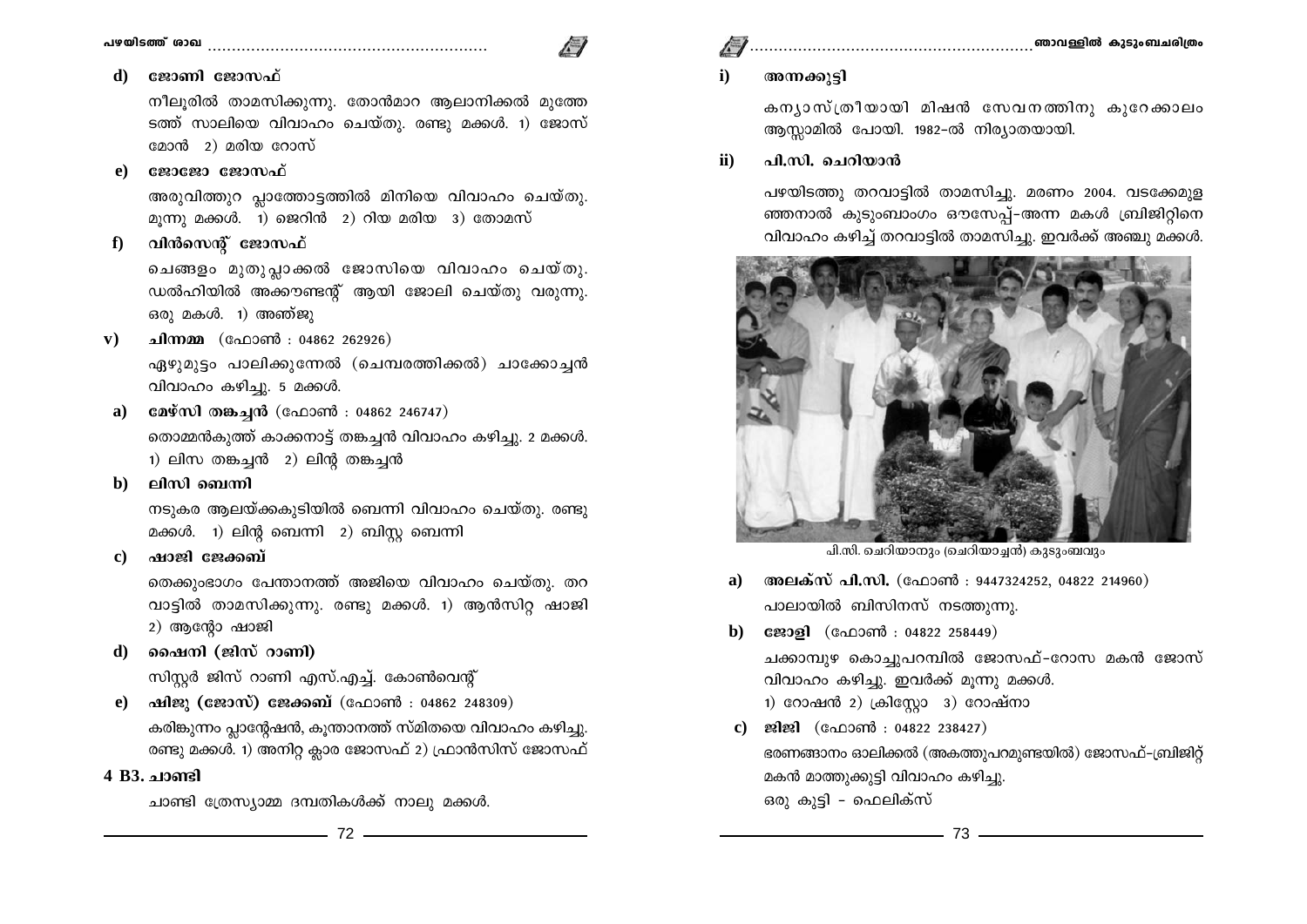d) **ജോണി ജോസഫ്**

നീലൂരിൽ താമസിക്കുന്നു. തോൻമാറ ആലാനിക്കൽ മുത്തേടത്ത് സാലിയെ വിവാഹം ചെയ്തു. രണ്ടു മക്കൾ. 1) ജോസ് മോൻ 2) മരിയ റോസ്

e) **ജോജോ ജോസഫ്**

അരുവിത്തുറ പ്ലാത്തോട്ടത്തിൽ മിനിയെ വിവാഹം ചെയ്തു. മൂന്നു മക്കൾ. 1) ജെറിൻ 2) റിയ മരിയ 3) തോമസ്

f) **വിൻസെന്റ് ജോസഫ്**

ചെങ്ങളം മുതുപ്ലാക്കൽ ജോസിയെ വിവാഹം ചെയ്തു. ഡൽഹിയിൽ അക്കൗണ്ടന്റ് ആയി ജോലി ചെയ്തു വരുന്നു. ഒരു മകൾ. 1) അഞ്ജു

v) **ചിന്നമ്മ** (ഫോൺ : 04862 262926)

ഏഴുമുട്ടം പാലിക്കുന്നേൽ (ചെമ്പരത്തിക്കൽ) ചാക്കോച്ചൻ വിവാഹം കഴിച്ചു. 5 മക്കൾ.

a) **മേഴ്സി തങ്കച്ചൻ** (ഫോൺ : 04862 246747)

തൊമ്മൻകുത്ത് കാക്കനാട്ട് തങ്കച്ചൻ വിവാഹം കഴിച്ചു. 2 മക്കൾ. 1) ലിസ തങ്കച്ചൻ 2) ലിന്റ തങ്കച്ചൻ

b) **ലിസി ബെന്നി**

നടുകര ആലയ്ക്കകുടിയിൽ ബെന്നി വിവാഹം ചെയ്തു. രണ്ടു മക്കൾ. 1) ലിന്റ ബെന്നി 2) ബിസ്റ്റ ബെന്നി

c) **ഷാജി ജേക്കബ്**

തെക്കുംഭാഗം പേന്താനത്ത് അജിയെ വിവാഹം ചെയ്തു. തറവാട്ടിൽ താമസിക്കുന്നു. രണ്ടു മക്കൾ. 1) ആൻസിറ്റ ഷാജി 2) ആന്റോ ഷാജി

d) **ഷൈനി (ജിസ് റാണി)**

സിസ്റ്റർ ജിസ് റാണി എസ്.എച്ച്. കോൺവെന്റ്

e) **ഷിജു (ജോസ്) ജേക്കബ്** (ഫോൺ : 04862 248309)

കരിങ്കുന്നം പ്ലാന്റേഷൻ, കൂന്താനത്ത് സ്മിതയെ വിവാഹം കഴിച്ചു. രണ്ടു മക്കൾ. 1) അനിറ്റ ക്ലാര ജോസഫ് 2) ഫ്രാൻസിസ് ജോസഫ്

### 4 B3. ചാണ്ടി

ചാണ്ടി ത്രേസ്യാമ്മ ദമ്പതികൾക്ക് നാലു മക്കൾ.

i) **അന്നക്കുട്ടി**

കന്യാസ്ത്രീയായി മിഷൻ സേവനത്തിനു കുറേക്കാലം ആസ്സാമിൽ പോയി. 1982-ൽ നിര്യാതയായി.

ii) **പി.സി. ചെറിയാൻ**

പഴയിടത്തു തറവാട്ടിൽ താമസിച്ചു. മരണം 2004. വടക്കേമുളഞ്ഞനാൽ കുടുംബാംഗം ഔസേപ്പ്-അന്ന മകൾ ബ്രിജിറ്റിനെ വിവാഹം കഴിച്ച് തറവാട്ടിൽ താമസിച്ചു. ഇവർക്ക് അഞ്ചു മക്കൾ.

പി.സി. ചെറിയാനും (ചെറിയാച്ചൻ) കുടുംബവും

a) **അലക്സ് പി.സി.** (ഫോൺ : 9447324252, 04822 214960)

പാലായിൽ ബിസിനസ് നടത്തുന്നു.

b) **ജോളി** (ഫോൺ : 04822 258449)

ചക്കാമ്പുഴ കൊച്ചുപറമ്പിൽ ജോസഫ്-റോസ മകൻ ജോസ് വിവാഹം കഴിച്ചു. ഇവർക്ക് മൂന്നു മക്കൾ.
1) റോഷൻ 2) ക്രിസ്റ്റോ 3) റോഷ്നാ

c) **ജിജി** (ഫോൺ : 04822 238427)

ഭരണങ്ങാനം ഓലിക്കൽ (അകത്തുപറമുണ്ടയിൽ) ജോസഫ്-ബ്രിജിറ്റ് മകൻ മാത്തുക്കുട്ടി വിവാഹം കഴിച്ചു.
ഒരു കുട്ടി - ഫെലിക്സ്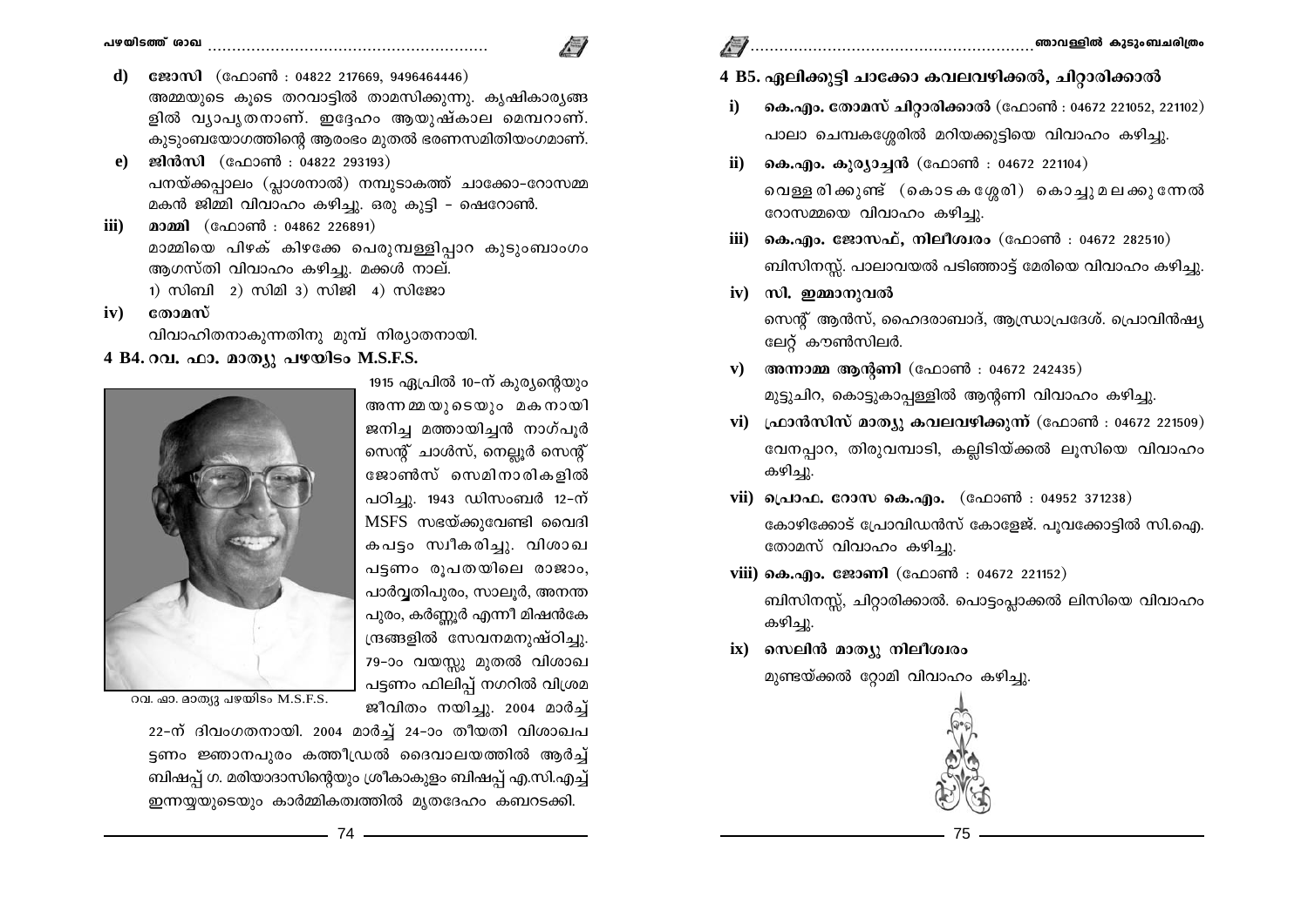d) **ജോസി** (ഫോൺ : 04822 217669, 9496464446)
അമ്മയുടെ കൂടെ തറവാട്ടിൽ താമസിക്കുന്നു. കൃഷികാര്യങ്ങളിൽ വ്യാപൃതനാണ്. ഇദ്ദേഹം ആയുഷ്കാല മെമ്പറാണ്. കുടുംബയോഗത്തിന്റെ ആരംഭം മുതൽ ഭരണസമിതിയംഗമാണ്.

e) **ജിൻസി** (ഫോൺ : 04822 293193)
പനയ്ക്കപ്പാലം (പ്ലാശനാൽ) നമ്പുടാകത്ത് ചാക്കോ–റോസമ്മ മകൻ ജിമ്മി വിവാഹം കഴിച്ചു. ഒരു കുട്ടി – ഷെറോൺ.

iii) **മാമ്മി** (ഫോൺ : 04862 226891)
മാമ്മിയെ പിഴക് കിഴക്കേ പെരുമ്പള്ളിപ്പാറ കുടുംബാംഗം ആഗസ്തി വിവാഹം കഴിച്ചു. മക്കൾ നാല്.
1) സിബി 2) സിമി 3) സിജി 4) സിജോ

iv) **തോമസ്**
വിവാഹിതനാകുന്നതിനു മുമ്പ് നിര്യാതനായി.

## 4 B4. റവ. ഫാ. മാത്യു പഴയിടം M.S.F.S.

റവ. ഫാ. മാത്യു പഴയിടം M.S.F.S.

1915 ഏപ്രിൽ 10–ന് കുര്യന്റെയും അന്നമ്മയുടെയും മകനായി ജനിച്ച മത്തായിച്ചൻ നാഗ്പൂർ സെന്റ് ചാൾസ്, നെല്ലൂർ സെന്റ് ജോൺസ് സെമിനാരികളിൽ പഠിച്ചു. 1943 ഡിസംബർ 12–ന് MSFS സഭയ്ക്കുവേണ്ടി വൈദികപട്ടം സ്വീകരിച്ചു. വിശാഖപട്ടണം രൂപതയിലെ രാജാം, പാർവ്വതിപുരം, സാലൂർ, അനന്തപുരം, കർണ്ണൂർ എന്നീ മിഷൻകേന്ദ്രങ്ങളിൽ സേവനമനുഷ്ഠിച്ചു. 79–ാം വയസ്സു മുതൽ വിശാഖപട്ടണം ഫിലിപ്പ് നഗറിൽ വിശ്രമജീവിതം നയിച്ചു. 2004 മാർച്ച് 22–ന് ദിവംഗതനായി. 2004 മാർച്ച് 24–ാം തീയതി വിശാഖപട്ടണം ജ്ഞാനപുരം കത്തീഡ്രൽ ദൈവാലയത്തിൽ ആർച്ച് ബിഷപ്പ് ഗ. മരിയാദാസിന്റെയും ശ്രീകാകുളം ബിഷപ്പ് എ.സി.എച്ച് ഇന്നയ്യയുടെയും കാർമ്മികത്വത്തിൽ മൃതദേഹം കബറടക്കി.

## 4 B5. ഏലിക്കുട്ടി ചാക്കോ കവലവഴിക്കൽ, ചിറ്റാരിക്കാൽ

i) **കെ.എം. തോമസ് ചിറ്റാരിക്കാൽ** (ഫോൺ : 04672 221052, 221102)
പാലാ ചെമ്പകശ്ശേരിൽ മറിയക്കുട്ടിയെ വിവാഹം കഴിച്ചു.

ii) **കെ.എം. കുര്യാച്ചൻ** (ഫോൺ : 04672 221104)
വെള്ളരിക്കുണ്ട് (കൊടകശ്ശേരി) കൊച്ചുമലക്കുന്നേൽ റോസമ്മയെ വിവാഹം കഴിച്ചു.

iii) **കെ.എം. ജോസഫ്, നിലീശ്വരം** (ഫോൺ : 04672 282510)
ബിസിനസ്സ്. പാലാവയൽ പടിഞ്ഞാട്ട് മേരിയെ വിവാഹം കഴിച്ചു.

iv) **സി. ഇമ്മാനുവൽ**
സെന്റ് ആൻസ്, ഹൈദരാബാദ്, ആന്ധ്രാപ്രദേശ്. പ്രൊവിൻഷ്യലേറ്റ് കൗൺസിലർ.

v) **അന്നാമ്മ ആന്റണി** (ഫോൺ : 04672 242435)
മുട്ടുചിറ, കൊട്ടുകാപ്പള്ളിൽ ആന്റണി വിവാഹം കഴിച്ചു.

vi) **ഫ്രാൻസിസ് മാത്യു കവലവഴിക്കുന്ന്** (ഫോൺ : 04672 221509)
വേനപ്പാറ, തിരുവമ്പാടി, കല്ലിടിയ്ക്കൽ ലൂസിയെ വിവാഹം കഴിച്ചു.

vii) **പ്രൊഫ. റോസ കെ.എം.** (ഫോൺ : 04952 371238)
കോഴിക്കോട് പ്രോവിഡൻസ് കോളേജ്. പൂവക്കോട്ടിൽ സി.ഐ. തോമസ് വിവാഹം കഴിച്ചു.

viii) **കെ.എം. ജോണി** (ഫോൺ : 04672 221152)
ബിസിനസ്സ്, ചിറ്റാരിക്കാൽ. പൊട്ടംപ്ലാക്കൽ ലിസിയെ വിവാഹം കഴിച്ചു.

ix) **സെലിൻ മാത്യു നിലീശ്വരം**
മുണ്ടയ്ക്കൽ റ്റോമി വിവാഹം കഴിച്ചു.